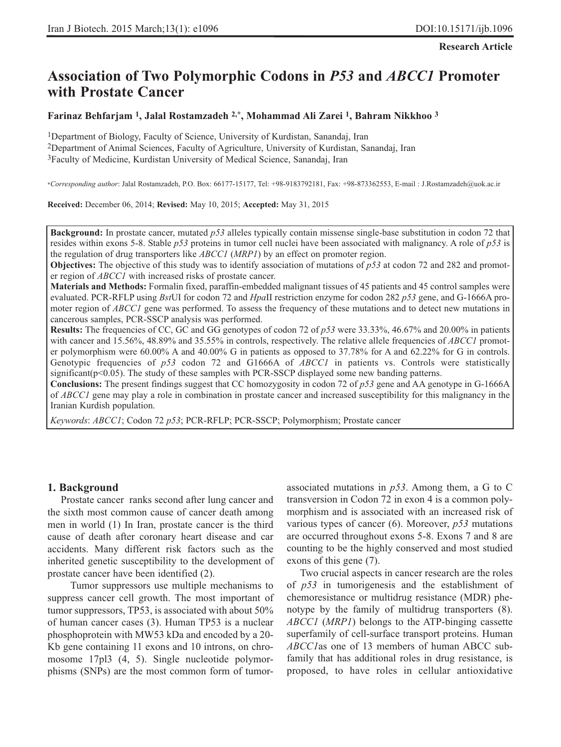**Research Article**

# Association of Two Polymorphic Codons in *P53* and *ABCC1* Promoter with Prostate Cancer

**Farinaz Behfarjam [1], Jalal Rostamzadeh [2,*], Mohammad Ali Zarei [1], Bahram Nikkhoo [3]**

[1]Department of Biology, Faculty of Science, University of Kurdistan, Sanandaj, Iran
[2]Department of Animal Sciences, Faculty of Agriculture, University of Kurdistan, Sanandaj, Iran
[3]Faculty of Medicine, Kurdistan University of Medical Science, Sanandaj, Iran

**Corresponding author*: Jalal Rostamzadeh, P.O. Box: 66177-15177, Tel: +98-9183792181, Fax: +98-873362553, E-mail : J.Rostamzadeh@uok.ac.ir

**Received:** December 06, 2014; **Revised:** May 10, 2015; **Accepted:** May 31, 2015

**Background:** In prostate cancer, mutated *p53* alleles typically contain missense single-base substitution in codon 72 that resides within exons 5-8. Stable *p53* proteins in tumor cell nuclei have been associated with malignancy. A role of *p53* is the regulation of drug transporters like *ABCC1* (*MRP1*) by an effect on promoter region.

**Objectives:** The objective of this study was to identify association of mutations of *p53* at codon 72 and 282 and promoter region of *ABCC1* with increased risks of prostate cancer.

**Materials and Methods:** Formalin fixed, paraffin-embedded malignant tissues of 45 patients and 45 control samples were evaluated. PCR-RFLP using *Bst*UI for codon 72 and *Hpa*II restriction enzyme for codon 282 *p53* gene, and G-1666A promoter region of *ABCC1* gene was performed. To assess the frequency of these mutations and to detect new mutations in cancerous samples, PCR-SSCP analysis was performed.

**Results:** The frequencies of CC, GC and GG genotypes of codon 72 of *p53* were 33.33%, 46.67% and 20.00% in patients with cancer and 15.56%, 48.89% and 35.55% in controls, respectively. The relative allele frequencies of *ABCC1* promoter polymorphism were 60.00% A and 40.00% G in patients as opposed to 37.78% for A and 62.22% for G in controls. Genotypic frequencies of *p53* codon 72 and G1666A of *ABCC1* in patients vs. Controls were statistically significant($p<0.05$). The study of these samples with PCR-SSCP displayed some new banding patterns.

**Conclusions:** The present findings suggest that CC homozygosity in codon 72 of *p53* gene and AA genotype in G-1666A of *ABCC1* gene may play a role in combination in prostate cancer and increased susceptibility for this malignancy in the Iranian Kurdish population.

*Keywords*: *ABCC1*; Codon 72 *p53*; PCR-RFLP; PCR-SSCP; Polymorphism; Prostate cancer

## 1. Background

Prostate cancer ranks second after lung cancer and the sixth most common cause of cancer death among men in world (1) In Iran, prostate cancer is the third cause of death after coronary heart disease and car accidents. Many different risk factors such as the inherited genetic susceptibility to the development of prostate cancer have been identified (2).

Tumor suppressors use multiple mechanisms to suppress cancer cell growth. The most important of tumor suppressors, TP53, is associated with about 50% of human cancer cases (3). Human TP53 is a nuclear phosphoprotein with MW53 kDa and encoded by a 20-Kb gene containing 11 exons and 10 introns, on chromosome 17pl3 (4, 5). Single nucleotide polymorphisms (SNPs) are the most common form of tumor-associated mutations in *p53*. Among them, a G to C transversion in Codon 72 in exon 4 is a common polymorphism and is associated with an increased risk of various types of cancer (6). Moreover, *p53* mutations are occurred throughout exons 5-8. Exons 7 and 8 are counting to be the highly conserved and most studied exons of this gene (7).

Two crucial aspects in cancer research are the roles of *p53* in tumorigenesis and the establishment of chemoresistance or multidrug resistance (MDR) phenotype by the family of multidrug transporters (8). *ABCC1* (*MRP1*) belongs to the ATP-binging cassette superfamily of cell-surface transport proteins. Human *ABCC1*as one of 13 members of human ABCC subfamily that has additional roles in drug resistance, is proposed, to have roles in cellular antioxidative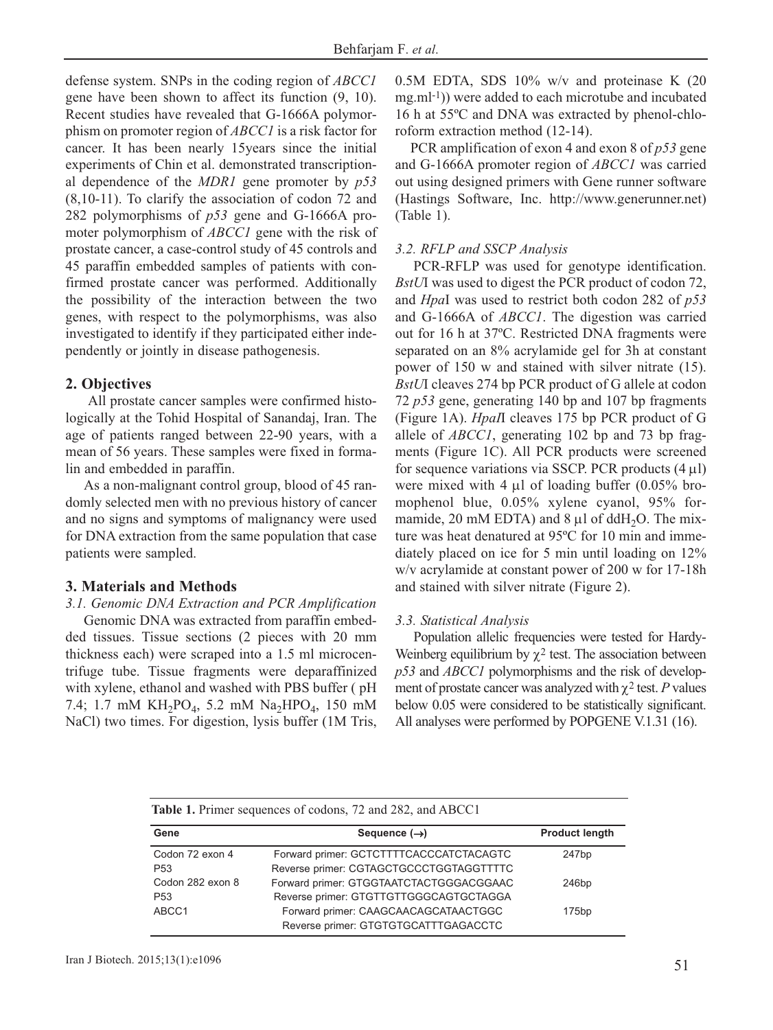defense system. SNPs in the coding region of *ABCC1* gene have been shown to affect its function (9, 10). Recent studies have revealed that G-1666A polymorphism on promoter region of *ABCC1* is a risk factor for cancer. It has been nearly 15years since the initial experiments of Chin et al. demonstrated transcriptional dependence of the *MDR1* gene promoter by *p53* (8,10-11). To clarify the association of codon 72 and 282 polymorphisms of *p53* gene and G-1666A promoter polymorphism of *ABCC1* gene with the risk of prostate cancer, a case-control study of 45 controls and 45 paraffin embedded samples of patients with confirmed prostate cancer was performed. Additionally the possibility of the interaction between the two genes, with respect to the polymorphisms, was also investigated to identify if they participated either independently or jointly in disease pathogenesis.

## 2. Objectives

All prostate cancer samples were confirmed histologically at the Tohid Hospital of Sanandaj, Iran. The age of patients ranged between 22-90 years, with a mean of 56 years. These samples were fixed in formalin and embedded in paraffin.

As a non-malignant control group, blood of 45 randomly selected men with no previous history of cancer and no signs and symptoms of malignancy were used for DNA extraction from the same population that case patients were sampled.

## 3. Materials and Methods

### 3.1. Genomic DNA Extraction and PCR Amplification

Genomic DNA was extracted from paraffin embedded tissues. Tissue sections (2 pieces with 20 mm thickness each) were scraped into a 1.5 ml microcentrifuge tube. Tissue fragments were deparaffinized with xylene, ethanol and washed with PBS buffer ( pH 7.4; 1.7 mM $KH_2PO_4$, 5.2 mM $Na_2HPO_4$, 150 mM NaCl) two times. For digestion, lysis buffer (1M Tris, 0.5M EDTA, SDS 10% w/v and proteinase K (20 $mg.ml^{-1}$)) were added to each microtube and incubated 16 h at 55ºC and DNA was extracted by phenol-chloroform extraction method (12-14).

PCR amplification of exon 4 and exon 8 of *p53* gene and G-1666A promoter region of *ABCC1* was carried out using designed primers with Gene runner software (Hastings Software, Inc. http://www.generunner.net) (Table 1).

### 3.2. RFLP and SSCP Analysis

PCR-RFLP was used for genotype identification. *BstU*I was used to digest the PCR product of codon 72, and *Hpa*I was used to restrict both codon 282 of *p53* and G-1666A of *ABCC1*. The digestion was carried out for 16 h at 37ºC. Restricted DNA fragments were separated on an 8% acrylamide gel for 3h at constant power of 150 w and stained with silver nitrate (15). *BstU*I cleaves 274 bp PCR product of G allele at codon 72 *p53* gene, generating 140 bp and 107 bp fragments (Figure 1A). *Hpa*I cleaves 175 bp PCR product of G allele of *ABCC1*, generating 102 bp and 73 bp fragments (Figure 1C). All PCR products were screened for sequence variations via SSCP. PCR products (4 µl) were mixed with 4 µl of loading buffer (0.05% bromophenol blue, 0.05% xylene cyanol, 95% formamide, 20 mM EDTA) and 8 µl of $ddH_2O$. The mixture was heat denatured at 95ºC for 10 min and immediately placed on ice for 5 min until loading on 12% w/v acrylamide at constant power of 200 w for 17-18h and stained with silver nitrate (Figure 2).

### 3.3. Statistical Analysis

Population allelic frequencies were tested for Hardy-Weinberg equilibrium by $\chi^2$ test. The association between *p53* and *ABCC1* polymorphisms and the risk of development of prostate cancer was analyzed with $\chi^2$ test. *P* values below 0.05 were considered to be statistically significant. All analyses were performed by POPGENE V.1.31 (16).

**Table 1.** Primer sequences of codons, 72 and 282, and ABCC1

| Gene | Sequence (→) | Product length |
|---|---|---|
| Codon 72 exon 4 P53 | Forward primer: GCTCTTTTCACCCATCTACAGTC<br>Reverse primer: CGTAGCTGCCCTGGTAGGTTTTC | 247bp |
| Codon 282 exon 8 P53 | Forward primer: GTGGTAATCTACTGGGACGGAAC<br>Reverse primer: GTGTTGTTGGGCAGTGCTAGGA | 246bp |
| ABCC1 | Forward primer: CAAGCAACAGCATAACTGGC<br>Reverse primer: GTGTGTGCATTTGAGACCTC | 175bp |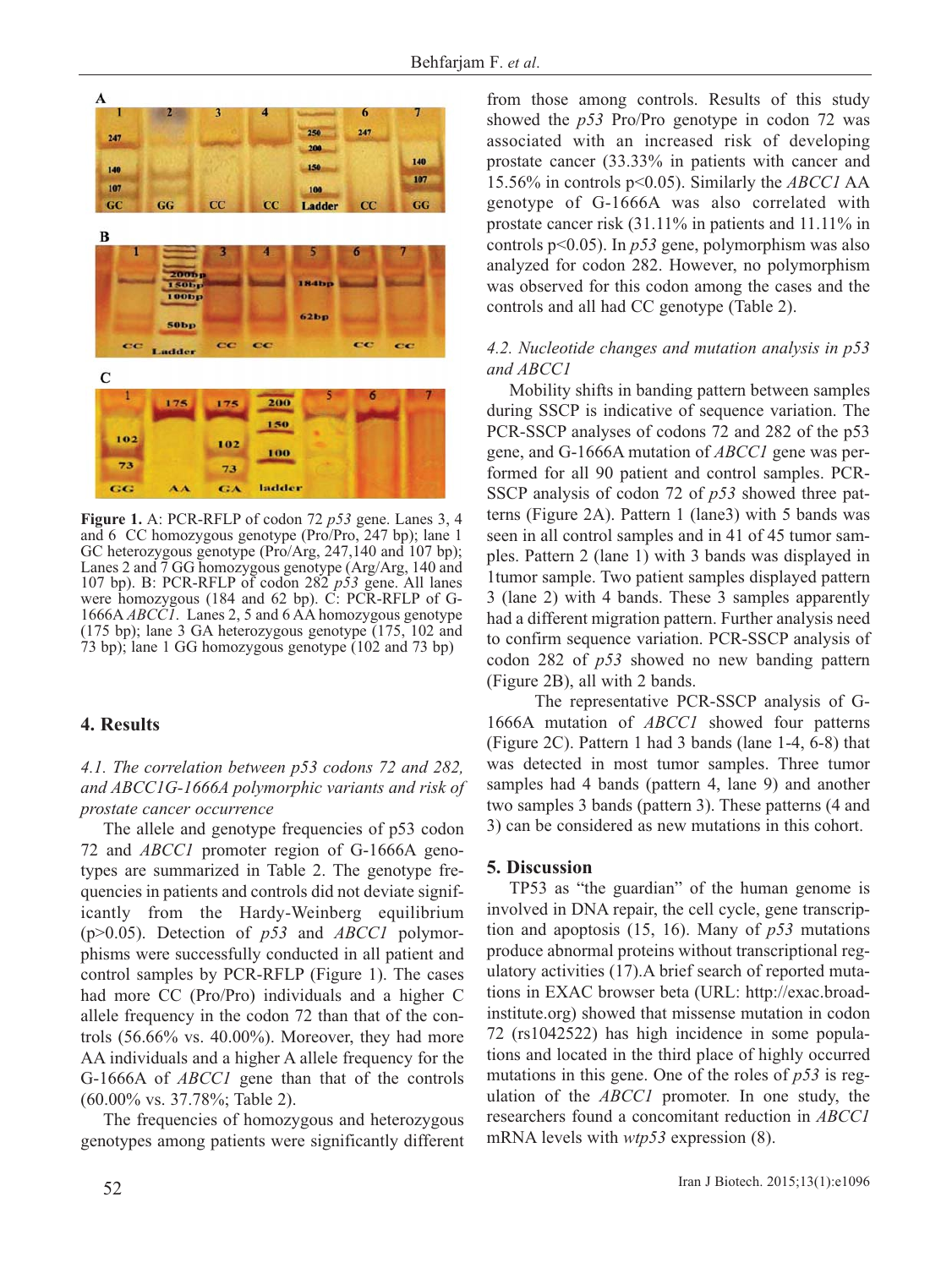**Figure 1.** A: PCR-RFLP of codon 72 *p53* gene. Lanes 3, 4 and 6 CC homozygous genotype (Pro/Pro, 247 bp); lane 1 GC heterozygous genotype (Pro/Arg, 247,140 and 107 bp); Lanes 2 and 7 GG homozygous genotype (Arg/Arg, 140 and 107 bp). B: PCR-RFLP of codon 282 *p53* gene. All lanes were homozygous (184 and 62 bp). C: PCR-RFLP of G-1666A *ABCC1*. Lanes 2, 5 and 6 AA homozygous genotype (175 bp); lane 3 GA heterozygous genotype (175, 102 and 73 bp); lane 1 GG homozygous genotype (102 and 73 bp)

## 4. Results

*4.1. The correlation between p53 codons 72 and 282, and ABCC1G-1666A polymorphic variants and risk of prostate cancer occurrence*

The allele and genotype frequencies of p53 codon 72 and *ABCC1* promoter region of G-1666A genotypes are summarized in Table 2. The genotype frequencies in patients and controls did not deviate significantly from the Hardy-Weinberg equilibrium ($p>0.05$). Detection of *p53* and *ABCC1* polymorphisms were successfully conducted in all patient and control samples by PCR-RFLP (Figure 1). The cases had more CC (Pro/Pro) individuals and a higher C allele frequency in the codon 72 than that of the controls (56.66% vs. 40.00%). Moreover, they had more AA individuals and a higher A allele frequency for the G-1666A of *ABCC1* gene than that of the controls (60.00% vs. 37.78%; Table 2).

The frequencies of homozygous and heterozygous genotypes among patients were significantly different from those among controls. Results of this study showed the *p53* Pro/Pro genotype in codon 72 was associated with an increased risk of developing prostate cancer (33.33% in patients with cancer and 15.56% in controls $p<0.05$). Similarly the *ABCC1* AA genotype of G-1666A was also correlated with prostate cancer risk (31.11% in patients and 11.11% in controls $p<0.05$). In *p53* gene, polymorphism was also analyzed for codon 282. However, no polymorphism was observed for this codon among the cases and the controls and all had CC genotype (Table 2).

*4.2. Nucleotide changes and mutation analysis in p53 and ABCC1*

Mobility shifts in banding pattern between samples during SSCP is indicative of sequence variation. The PCR-SSCP analyses of codons 72 and 282 of the p53 gene, and G-1666A mutation of *ABCC1* gene was performed for all 90 patient and control samples. PCR-SSCP analysis of codon 72 of *p53* showed three patterns (Figure 2A). Pattern 1 (lane3) with 5 bands was seen in all control samples and in 41 of 45 tumor samples. Pattern 2 (lane 1) with 3 bands was displayed in 1tumor sample. Two patient samples displayed pattern 3 (lane 2) with 4 bands. These 3 samples apparently had a different migration pattern. Further analysis need to confirm sequence variation. PCR-SSCP analysis of codon 282 of *p53* showed no new banding pattern (Figure 2B), all with 2 bands.

The representative PCR-SSCP analysis of G-1666A mutation of *ABCC1* showed four patterns (Figure 2C). Pattern 1 had 3 bands (lane 1-4, 6-8) that was detected in most tumor samples. Three tumor samples had 4 bands (pattern 4, lane 9) and another two samples 3 bands (pattern 3). These patterns (4 and 3) can be considered as new mutations in this cohort.

## 5. Discussion

TP53 as "the guardian" of the human genome is involved in DNA repair, the cell cycle, gene transcription and apoptosis (15, 16). Many of *p53* mutations produce abnormal proteins without transcriptional regulatory activities (17).A brief search of reported mutations in EXAC browser beta (URL: http://exac.broadinstitute.org) showed that missense mutation in codon 72 (rs1042522) has high incidence in some populations and located in the third place of highly occurred mutations in this gene. One of the roles of *p53* is regulation of the *ABCC1* promoter. In one study, the researchers found a concomitant reduction in *ABCC1* mRNA levels with *wtp53* expression (8).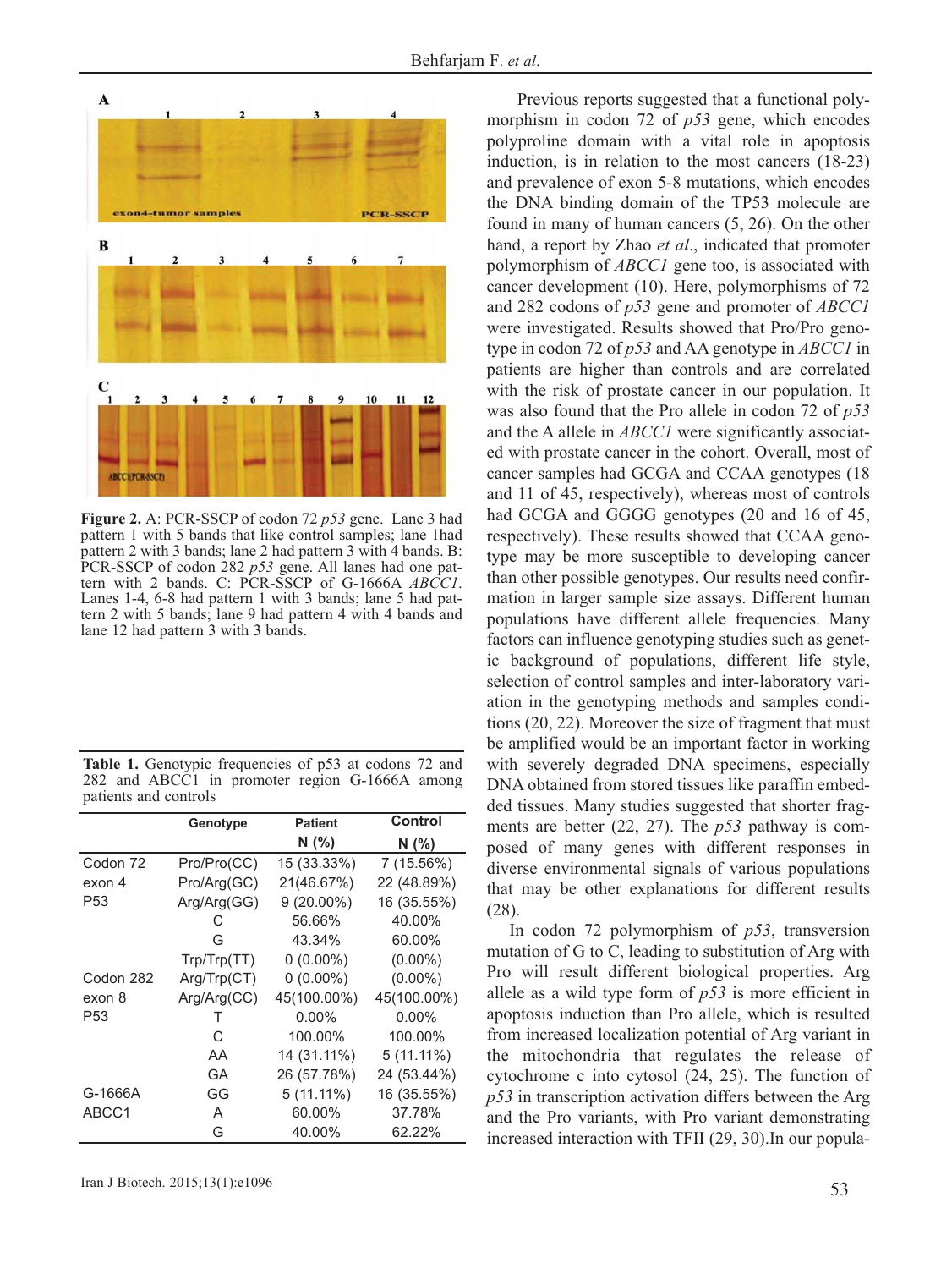**Figure 2.** A: PCR-SSCP of codon 72 *p53* gene. Lane 3 had pattern 1 with 5 bands that like control samples; lane 1had pattern 2 with 3 bands; lane 2 had pattern 3 with 4 bands. B: PCR-SSCP of codon 282 *p53* gene. All lanes had one pattern with 2 bands. C: PCR-SSCP of G-1666A *ABCC1*. Lanes 1-4, 6-8 had pattern 1 with 3 bands; lane 5 had pattern 2 with 5 bands; lane 9 had pattern 4 with 4 bands and lane 12 had pattern 3 with 3 bands.

**Table 1.** Genotypic frequencies of p53 at codons 72 and 282 and ABCC1 in promoter region G-1666A among patients and controls

| | Genotype | Patient N (%) | Control N (%) |
|---|---|---|---|
| Codon 72 | Pro/Pro(CC) | 15 (33.33%) | 7 (15.56%) |
| exon 4 | Pro/Arg(GC) | 21(46.67%) | 22 (48.89%) |
| P53 | Arg/Arg(GG) | 9 (20.00%) | 16 (35.55%) |
| | C | 56.66% | 40.00% |
| | G | 43.34% | 60.00% |
| | Trp/Trp(TT) | 0 (0.00%) | (0.00%) |
| Codon 282 | Arg/Trp(CT) | 0 (0.00%) | (0.00%) |
| exon 8 | Arg/Arg(CC) | 45(100.00%) | 45(100.00%) |
| P53 | T | 0.00% | 0.00% |
| | C | 100.00% | 100.00% |
| | AA | 14 (31.11%) | 5 (11.11%) |
| | GA | 26 (57.78%) | 24 (53.44%) |
| G-1666A | GG | 5 (11.11%) | 16 (35.55%) |
| ABCC1 | A | 60.00% | 37.78% |
| | G | 40.00% | 62.22% |

Previous reports suggested that a functional polymorphism in codon 72 of *p53* gene, which encodes polyproline domain with a vital role in apoptosis induction, is in relation to the most cancers (18-23) and prevalence of exon 5-8 mutations, which encodes the DNA binding domain of the TP53 molecule are found in many of human cancers (5, 26). On the other hand, a report by Zhao *et al*., indicated that promoter polymorphism of *ABCC1* gene too, is associated with cancer development (10). Here, polymorphisms of 72 and 282 codons of *p53* gene and promoter of *ABCC1* were investigated. Results showed that Pro/Pro genotype in codon 72 of *p53* and AA genotype in *ABCC1* in patients are higher than controls and are correlated with the risk of prostate cancer in our population. It was also found that the Pro allele in codon 72 of *p53* and the A allele in *ABCC1* were significantly associated with prostate cancer in the cohort. Overall, most of cancer samples had GCGA and CCAA genotypes (18 and 11 of 45, respectively), whereas most of controls had GCGA and GGGG genotypes (20 and 16 of 45, respectively). These results showed that CCAA genotype may be more susceptible to developing cancer than other possible genotypes. Our results need confirmation in larger sample size assays. Different human populations have different allele frequencies. Many factors can influence genotyping studies such as genetic background of populations, different life style, selection of control samples and inter-laboratory variation in the genotyping methods and samples conditions (20, 22). Moreover the size of fragment that must be amplified would be an important factor in working with severely degraded DNA specimens, especially DNA obtained from stored tissues like paraffin embedded tissues. Many studies suggested that shorter fragments are better (22, 27). The *p53* pathway is composed of many genes with different responses in diverse environmental signals of various populations that may be other explanations for different results (28).

In codon 72 polymorphism of *p53*, transversion mutation of G to C, leading to substitution of Arg with Pro will result different biological properties. Arg allele as a wild type form of *p53* is more efficient in apoptosis induction than Pro allele, which is resulted from increased localization potential of Arg variant in the mitochondria that regulates the release of cytochrome c into cytosol (24, 25). The function of *p53* in transcription activation differs between the Arg and the Pro variants, with Pro variant demonstrating increased interaction with TFII (29, 30).In our popula-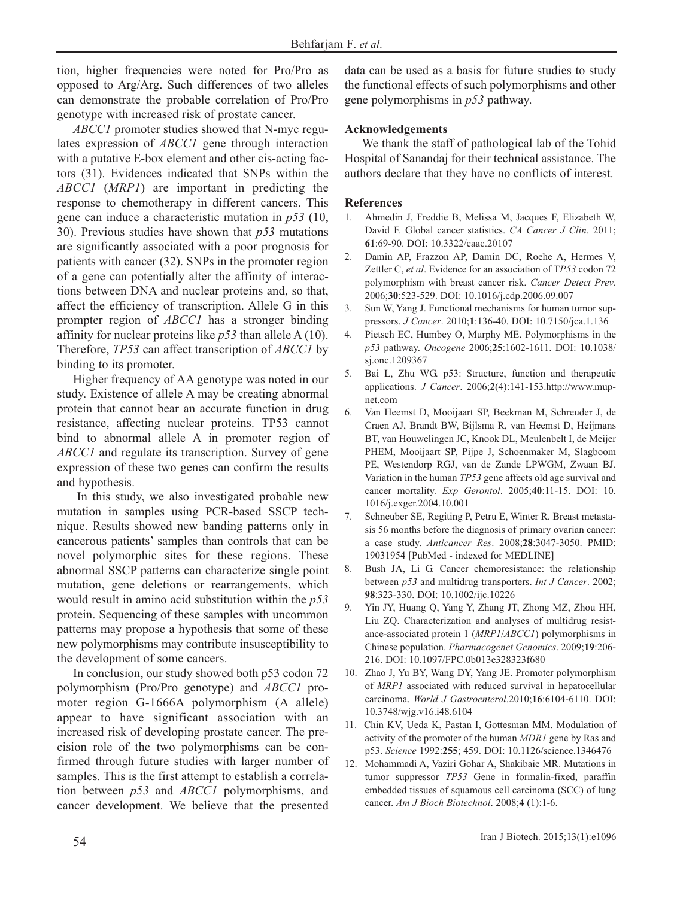tion, higher frequencies were noted for Pro/Pro as opposed to Arg/Arg. Such differences of two alleles can demonstrate the probable correlation of Pro/Pro genotype with increased risk of prostate cancer.

*ABCC1* promoter studies showed that N-myc regulates expression of *ABCC1* gene through interaction with a putative E-box element and other cis-acting factors (31). Evidences indicated that SNPs within the *ABCC1* (*MRP1*) are important in predicting the response to chemotherapy in different cancers. This gene can induce a characteristic mutation in *p53* (10, 30). Previous studies have shown that *p53* mutations are significantly associated with a poor prognosis for patients with cancer (32). SNPs in the promoter region of a gene can potentially alter the affinity of interactions between DNA and nuclear proteins and, so that, affect the efficiency of transcription. Allele G in this prompter region of *ABCC1* has a stronger binding affinity for nuclear proteins like *p53* than allele A (10). Therefore, *TP53* can affect transcription of *ABCC1* by binding to its promoter.

Higher frequency of AA genotype was noted in our study. Existence of allele A may be creating abnormal protein that cannot bear an accurate function in drug resistance, affecting nuclear proteins. TP53 cannot bind to abnormal allele A in promoter region of *ABCC1* and regulate its transcription. Survey of gene expression of these two genes can confirm the results and hypothesis.

In this study, we also investigated probable new mutation in samples using PCR-based SSCP technique. Results showed new banding patterns only in cancerous patients' samples than controls that can be novel polymorphic sites for these regions. These abnormal SSCP patterns can characterize single point mutation, gene deletions or rearrangements, which would result in amino acid substitution within the *p53* protein. Sequencing of these samples with uncommon patterns may propose a hypothesis that some of these new polymorphisms may contribute insusceptibility to the development of some cancers.

In conclusion, our study showed both p53 codon 72 polymorphism (Pro/Pro genotype) and *ABCC1* promoter region G-1666A polymorphism (A allele) appear to have significant association with an increased risk of developing prostate cancer. The precision role of the two polymorphisms can be confirmed through future studies with larger number of samples. This is the first attempt to establish a correlation between *p53* and *ABCC1* polymorphisms, and cancer development. We believe that the presented data can be used as a basis for future studies to study the functional effects of such polymorphisms and other gene polymorphisms in *p53* pathway.

## Acknowledgements

We thank the staff of pathological lab of the Tohid Hospital of Sanandaj for their technical assistance. The authors declare that they have no conflicts of interest.

## References

1. Ahmedin J, Freddie B, Melissa M, Jacques F, Elizabeth W, David F. Global cancer statistics. *CA Cancer J Clin*. 2011; **61**:69-90. DOI: 10.3322/caac.20107
2. Damin AP, Frazzon AP, Damin DC, Roehe A, Hermes V, Zettler C, *et al*. Evidence for an association of T*P53* codon 72 polymorphism with breast cancer risk. *Cancer Detect Prev*. 2006;**30**:523-529. DOI: 10.1016/j.cdp.2006.09.007
3. Sun W, Yang J. Functional mechanisms for human tumor suppressors. *J Cancer*. 2010;**1**:136-40. DOI: 10.7150/jca.1.136
4. Pietsch EC, Humbey O, Murphy ME. Polymorphisms in the *p53* pathway. *Oncogene* 2006;**25**:1602-1611. DOI: 10.1038/sj.onc.1209367
5. Bai L, Zhu WG. p53: Structure, function and therapeutic applications. *J Cancer*. 2006;**2**(4):141-153.http://www.mupnet.com
6. Van Heemst D, Mooijaart SP, Beekman M, Schreuder J, de Craen AJ, Brandt BW, Bijlsma R, van Heemst D, Heijmans BT, van Houwelingen JC, Knook DL, Meulenbelt I, de Meijer PHEM, Mooijaart SP, Pijpe J, Schoenmaker M, Slagboom PE, Westendorp RGJ, van de Zande LPWGM, Zwaan BJ. Variation in the human *TP53* gene affects old age survival and cancer mortality. *Exp Gerontol*. 2005;**40**:11-15. DOI: 10. 1016/j.exger.2004.10.001
7. Schneuber SE, Regiting P, Petru E, Winter R. Breast metastasis 56 months before the diagnosis of primary ovarian cancer: a case study. *Anticancer Res*. 2008;**28**:3047-3050. PMID: 19031954 [PubMed - indexed for MEDLINE]
8. Bush JA, Li G. Cancer chemoresistance: the relationship between *p53* and multidrug transporters. *Int J Cancer*. 2002; **98**:323-330. DOI: 10.1002/ijc.10226
9. Yin JY, Huang Q, Yang Y, Zhang JT, Zhong MZ, Zhou HH, Liu ZQ. Characterization and analyses of multidrug resistance-associated protein 1 (*MRP1*/*ABCC1*) polymorphisms in Chinese population. *Pharmacogenet Genomics*. 2009;**19**:206-216. DOI: 10.1097/FPC.0b013e328323f680
10. Zhao J, Yu BY, Wang DY, Yang JE. Promoter polymorphism of *MRP1* associated with reduced survival in hepatocellular carcinoma. *World J Gastroenterol*.2010;**16**:6104-6110. DOI: 10.3748/wjg.v16.i48.6104
11. Chin KV, Ueda K, Pastan I, Gottesman MM. Modulation of activity of the promoter of the human *MDR1* gene by Ras and p53. *Science* 1992:**255**; 459. DOI: 10.1126/science.1346476
12. Mohammadi A, Vaziri Gohar A, Shakibaie MR. Mutations in tumor suppressor *TP53* Gene in formalin-fixed, paraffin embedded tissues of squamous cell carcinoma (SCC) of lung cancer. *Am J Bioch Biotechnol*. 2008;**4** (1):1-6.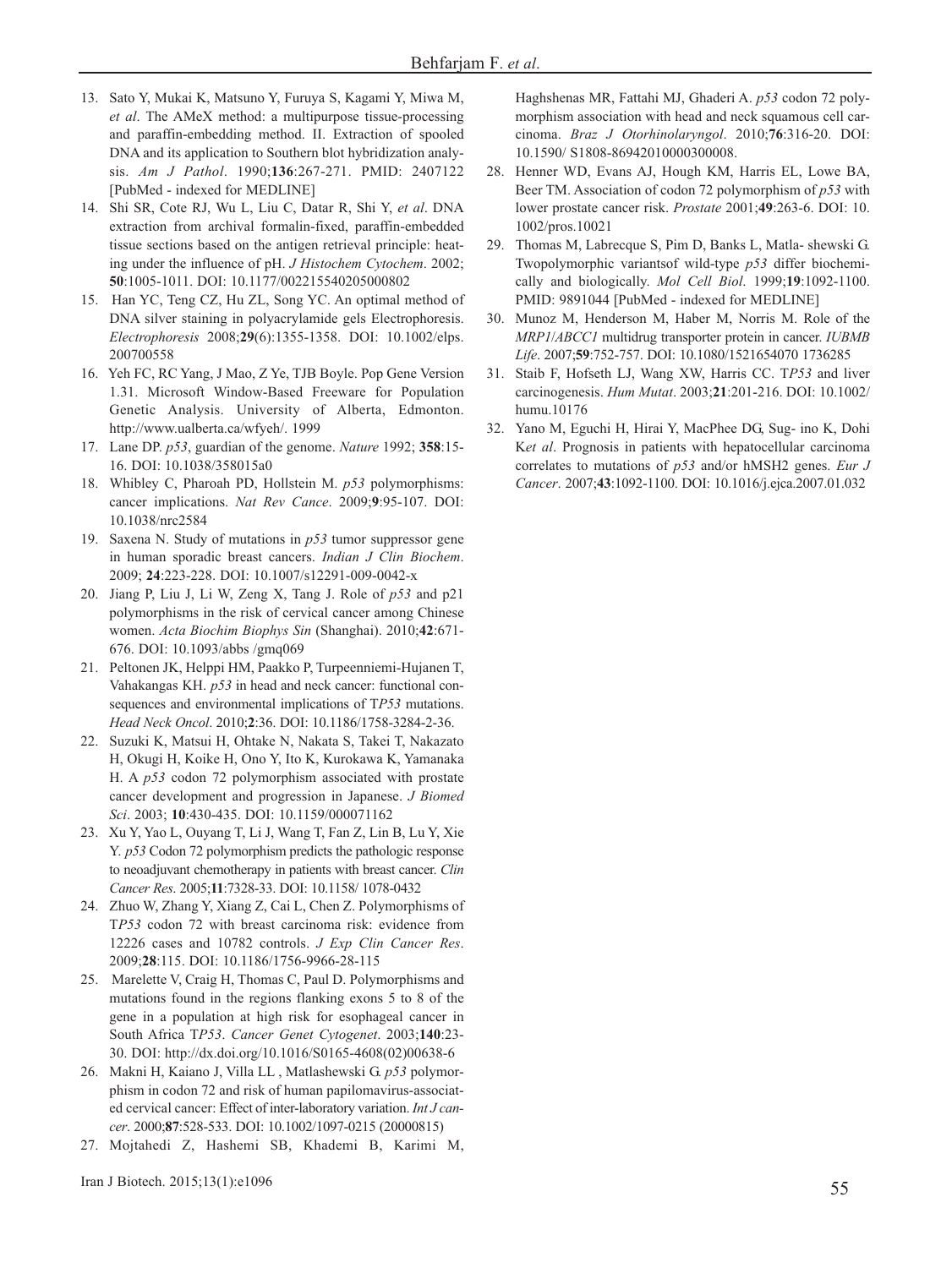13. Sato Y, Mukai K, Matsuno Y, Furuya S, Kagami Y, Miwa M, *et al*. The AMeX method: a multipurpose tissue-processing and paraffin-embedding method. II. Extraction of spooled DNA and its application to Southern blot hybridization analysis. *Am J Pathol*. 1990;**136**:267-271. PMID: 2407122 [PubMed - indexed for MEDLINE]
14. Shi SR, Cote RJ, Wu L, Liu C, Datar R, Shi Y, *et al*. DNA extraction from archival formalin-fixed, paraffin-embedded tissue sections based on the antigen retrieval principle: heating under the influence of pH. *J Histochem Cytochem*. 2002; **50**:1005-1011. DOI: 10.1177/002215540205000802
15. Han YC, Teng CZ, Hu ZL, Song YC. An optimal method of DNA silver staining in polyacrylamide gels Electrophoresis. *Electrophoresis* 2008;**29**(6):1355-1358. DOI: 10.1002/elps.200700558
16. Yeh FC, RC Yang, J Mao, Z Ye, TJB Boyle. Pop Gene Version 1.31. Microsoft Window-Based Freeware for Population Genetic Analysis. University of Alberta, Edmonton. http://www.ualberta.ca/wfyeh/. 1999
17. Lane DP. *p53*, guardian of the genome. *Nature* 1992; **358**:15-16. DOI: 10.1038/358015a0
18. Whibley C, Pharoah PD, Hollstein M. *p53* polymorphisms: cancer implications. *Nat Rev Cance*. 2009;**9**:95-107. DOI: 10.1038/nrc2584
19. Saxena N. Study of mutations in *p53* tumor suppressor gene in human sporadic breast cancers. *Indian J Clin Biochem*. 2009; **24**:223-228. DOI: 10.1007/s12291-009-0042-x
20. Jiang P, Liu J, Li W, Zeng X, Tang J. Role of *p53* and p21 polymorphisms in the risk of cervical cancer among Chinese women. *Acta Biochim Biophys Sin* (Shanghai). 2010;**42**:671-676. DOI: 10.1093/abbs /gmq069
21. Peltonen JK, Helppi HM, Paakko P, Turpeenniemi-Hujanen T, Vahakangas KH. *p53* in head and neck cancer: functional consequences and environmental implications of T*P53* mutations. *Head Neck Oncol*. 2010;**2**:36. DOI: 10.1186/1758-3284-2-36.
22. Suzuki K, Matsui H, Ohtake N, Nakata S, Takei T, Nakazato H, Okugi H, Koike H, Ono Y, Ito K, Kurokawa K, Yamanaka H. A *p53* codon 72 polymorphism associated with prostate cancer development and progression in Japanese. *J Biomed Sci*. 2003; **10**:430-435. DOI: 10.1159/000071162
23. Xu Y, Yao L, Ouyang T, Li J, Wang T, Fan Z, Lin B, Lu Y, Xie Y. *p53* Codon 72 polymorphism predicts the pathologic response to neoadjuvant chemotherapy in patients with breast cancer. *Clin Cancer Res*. 2005;**11**:7328-33. DOI: 10.1158/ 1078-0432
24. Zhuo W, Zhang Y, Xiang Z, Cai L, Chen Z. Polymorphisms of T*P53* codon 72 with breast carcinoma risk: evidence from 12226 cases and 10782 controls. *J Exp Clin Cancer Res*. 2009;**28**:115. DOI: 10.1186/1756-9966-28-115
25. Marelette V, Craig H, Thomas C, Paul D. Polymorphisms and mutations found in the regions flanking exons 5 to 8 of the gene in a population at high risk for esophageal cancer in South Africa T*P53*. *Cancer Genet Cytogenet*. 2003;**140**:23-30. DOI: http://dx.doi.org/10.1016/S0165-4608(02)00638-6
26. Makni H, Kaiano J, Villa LL , Matlashewski G. *p53* polymorphism in codon 72 and risk of human papilomavirus-associated cervical cancer: Effect of inter-laboratory variation. *Int J cancer*. 2000;**87**:528-533. DOI: 10.1002/1097-0215 (20000815)
27. Mojtahedi Z, Hashemi SB, Khademi B, Karimi M, Haghshenas MR, Fattahi MJ, Ghaderi A. *p53* codon 72 polymorphism association with head and neck squamous cell carcinoma. *Braz J Otorhinolaryngol*. 2010;**76**:316-20. DOI: 10.1590/ S1808-86942010000300008.
28. Henner WD, Evans AJ, Hough KM, Harris EL, Lowe BA, Beer TM. Association of codon 72 polymorphism of *p53* with lower prostate cancer risk. *Prostate* 2001;**49**:263-6. DOI: 10.1002/pros.10021
29. Thomas M, Labrecque S, Pim D, Banks L, Matla- shewski G. Twopolymorphic variantsof wild-type *p53* differ biochemically and biologically. *Mol Cell Biol*. 1999;**19**:1092-1100. PMID: 9891044 [PubMed - indexed for MEDLINE]
30. Munoz M, Henderson M, Haber M, Norris M. Role of the *MRP1*/*ABCC1* multidrug transporter protein in cancer. *IUBMB Life*. 2007;**59**:752-757. DOI: 10.1080/1521654070 1736285
31. Staib F, Hofseth LJ, Wang XW, Harris CC. T*P53* and liver carcinogenesis. *Hum Mutat*. 2003;**21**:201-216. DOI: 10.1002/humu.10176
32. Yano M, Eguchi H, Hirai Y, MacPhee DG, Sug- ino K, Dohi K*et al*. Prognosis in patients with hepatocellular carcinoma correlates to mutations of *p53* and/or hMSH2 genes. *Eur J Cancer*. 2007;**43**:1092-1100. DOI: 10.1016/j.ejca.2007.01.032